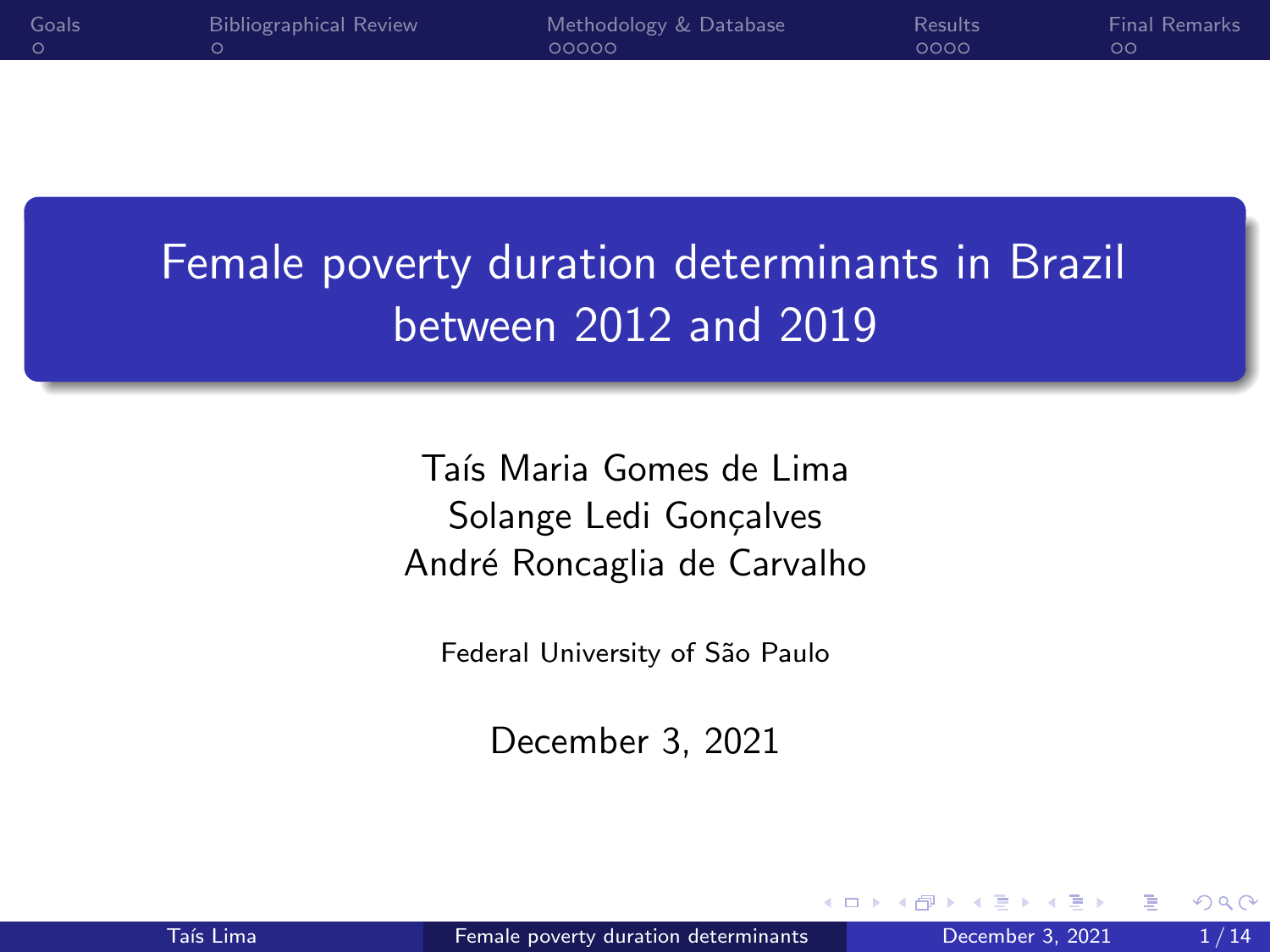# Female poverty duration determinants in Brazil between 2012 and 2019

Taís Maria Gomes de Lima
Solange Ledi Gonçalves
André Roncaglia de Carvalho

Federal University of São Paulo

December 3, 2021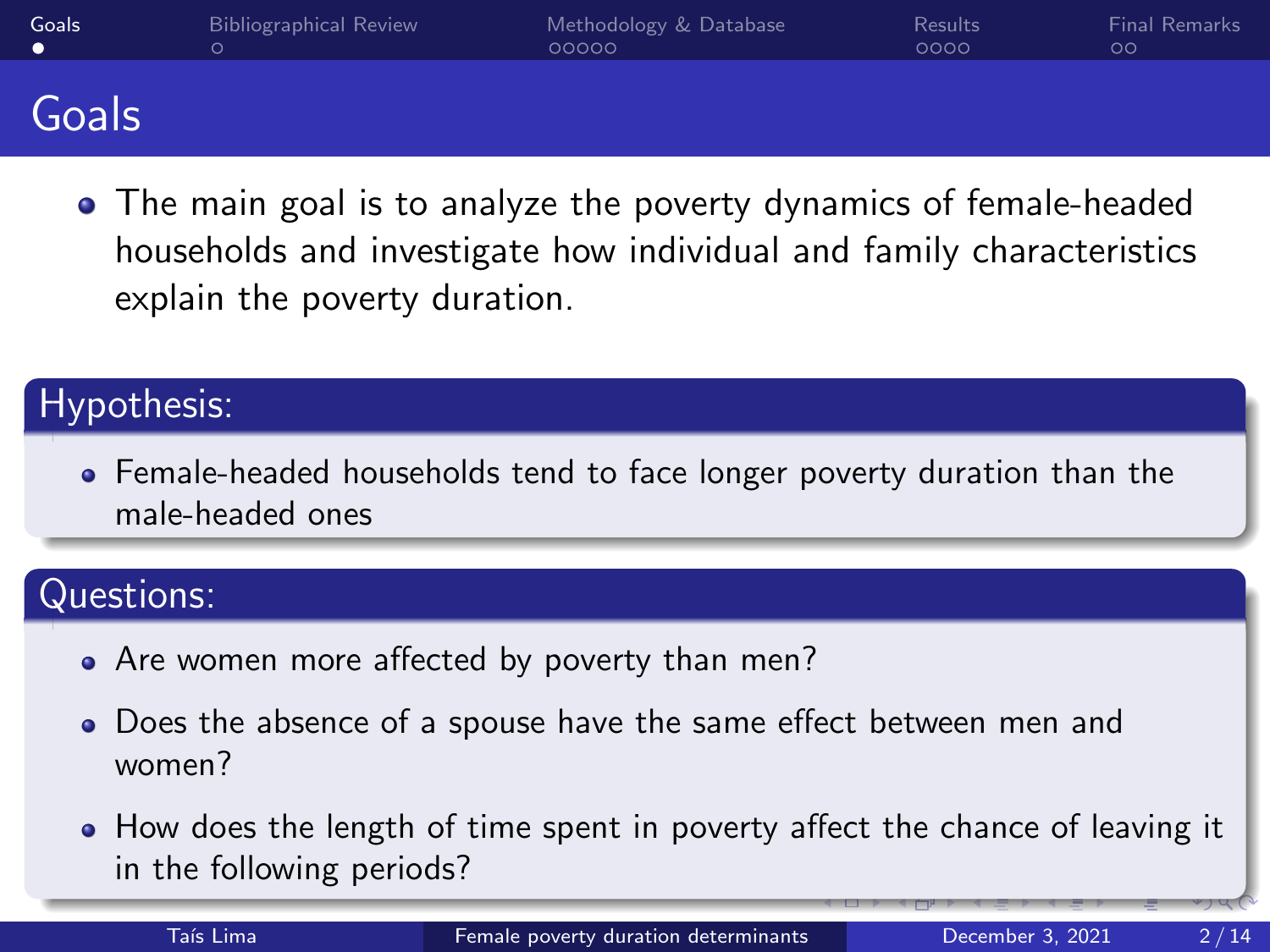# Goals

- The main goal is to analyze the poverty dynamics of female-headed households and investigate how individual and family characteristics explain the poverty duration.

## Hypothesis:

- Female-headed households tend to face longer poverty duration than the male-headed ones

## Questions:

- Are women more affected by poverty than men?
- Does the absence of a spouse have the same effect between men and women?
- How does the length of time spent in poverty affect the chance of leaving it in the following periods?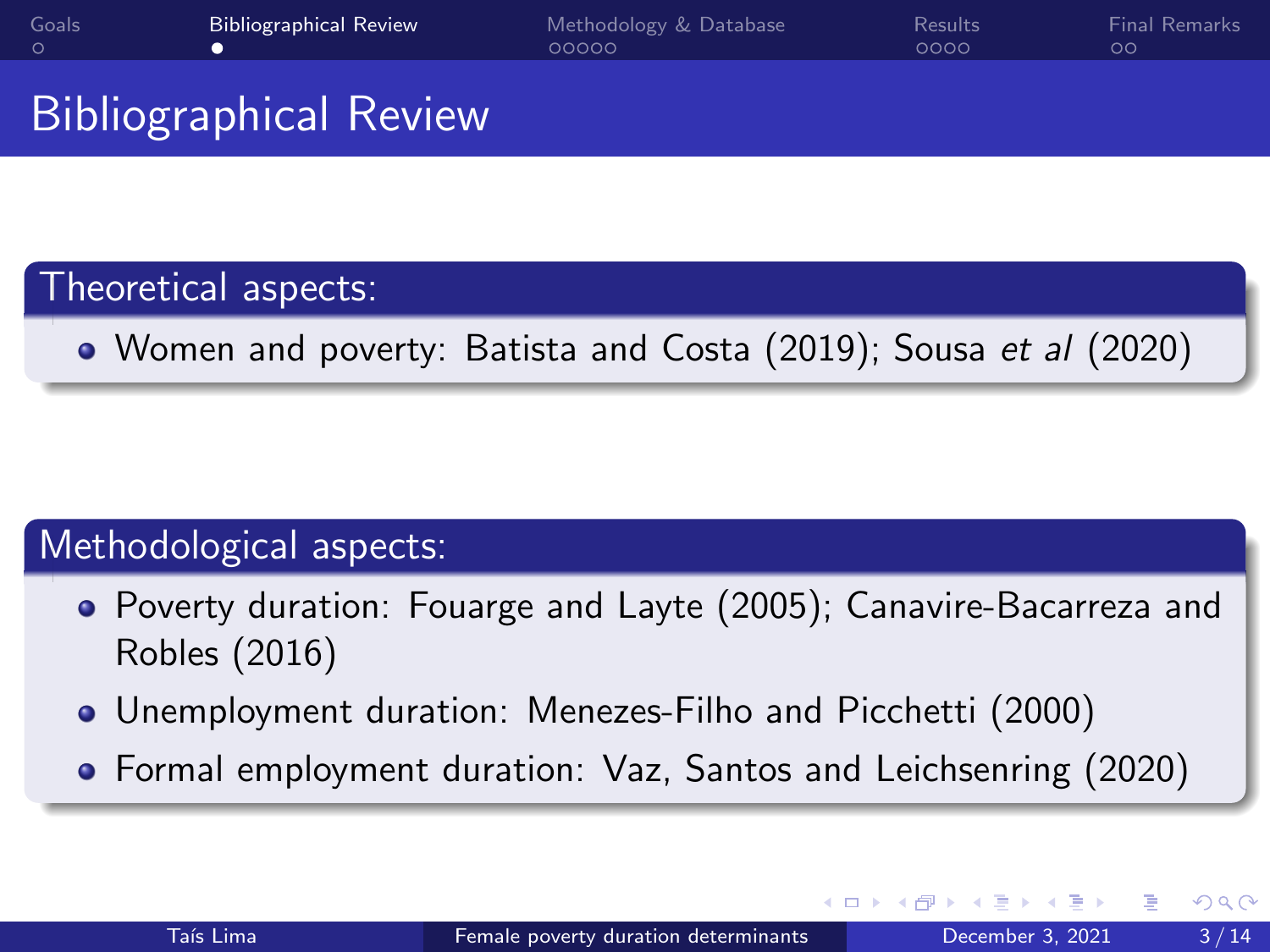# Bibliographical Review

## Theoretical aspects:

- Women and poverty: Batista and Costa (2019); Sousa *et al* (2020)

## Methodological aspects:

- Poverty duration: Fouarge and Layte (2005); Canavire-Bacarreza and Robles (2016)
- Unemployment duration: Menezes-Filho and Picchetti (2000)
- Formal employment duration: Vaz, Santos and Leichsenring (2020)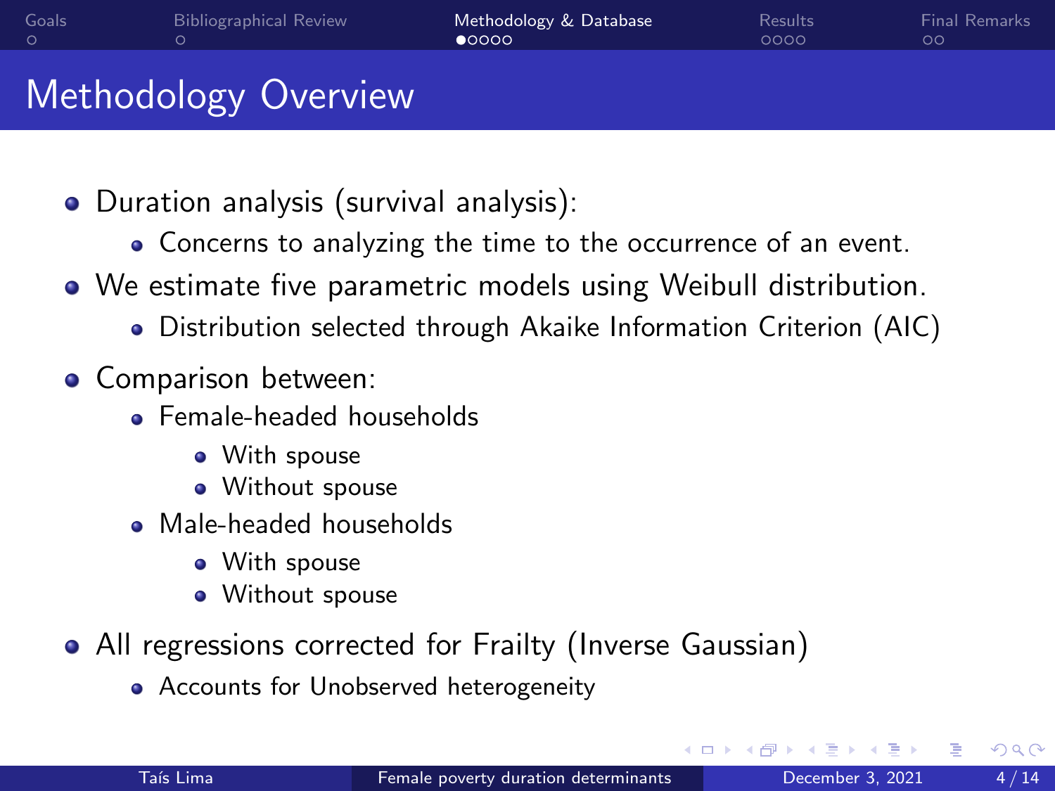# Methodology Overview

- Duration analysis (survival analysis):
  - Concerns to analyzing the time to the occurrence of an event.
- We estimate five parametric models using Weibull distribution.
  - Distribution selected through Akaike Information Criterion (AIC)
- Comparison between:
  - Female-headed households
    - With spouse
    - Without spouse
  - Male-headed households
    - With spouse
    - Without spouse
- All regressions corrected for Frailty (Inverse Gaussian)
  - Accounts for Unobserved heterogeneity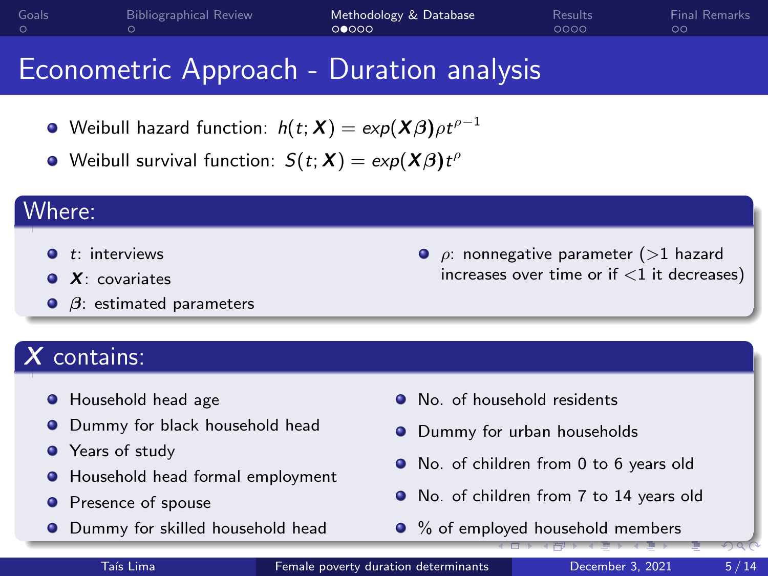# Econometric Approach - Duration analysis

- Weibull hazard function: $h(t; \boldsymbol{X}) = exp(\boldsymbol{X}\beta)\rho t^{\rho-1}$
- Weibull survival function: $S(t; \boldsymbol{X}) = exp(\boldsymbol{X}\beta)t^{\rho}$

## Where:

- $t$: interviews
- $\boldsymbol{X}$: covariates
- $\beta$: estimated parameters
- $\rho$: nonnegative parameter (>1 hazard increases over time or if <1 it decreases)

## $\boldsymbol{X}$ contains:

- Household head age
- Dummy for black household head
- Years of study
- Household head formal employment
- Presence of spouse
- Dummy for skilled household head
- No. of household residents
- Dummy for urban households
- No. of children from 0 to 6 years old
- No. of children from 7 to 14 years old
- % of employed household members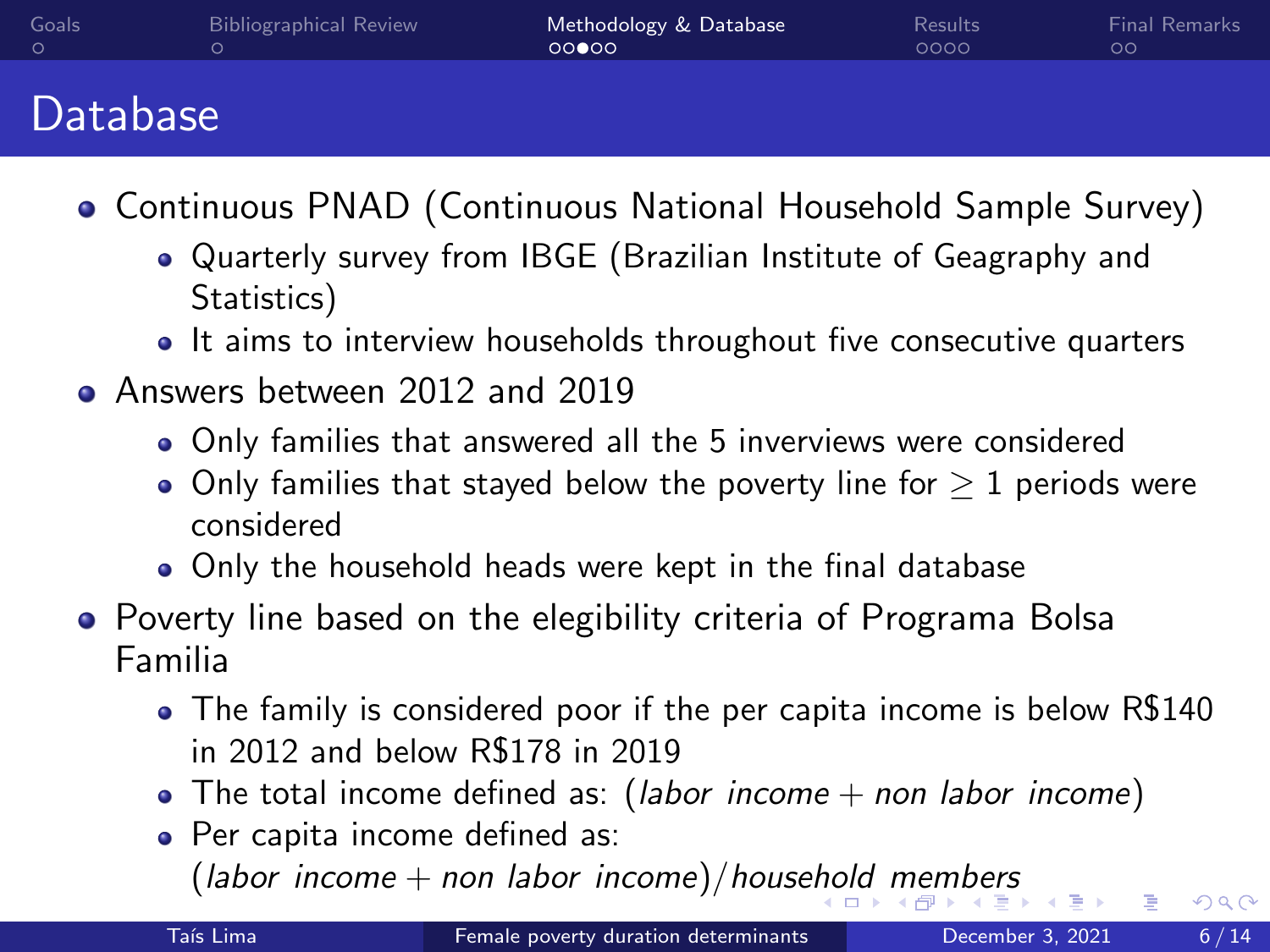# Database

- Continuous PNAD (Continuous National Household Sample Survey)
  - Quarterly survey from IBGE (Brazilian Institute of Geagraphy and Statistics)
  - It aims to interview households throughout five consecutive quarters
- Answers between 2012 and 2019
  - Only families that answered all the 5 inverviews were considered
  - Only families that stayed below the poverty line for $\geq 1$ periods were considered
  - Only the household heads were kept in the final database
- Poverty line based on the elegibility criteria of Programa Bolsa Familia
  - The family is considered poor if the per capita income is below R$140 in 2012 and below R$178 in 2019
  - The total income defined as: $(labor\ income + non\ labor\ income)$
  - Per capita income defined as: $(labor\ income + non\ labor\ income)/household\ members$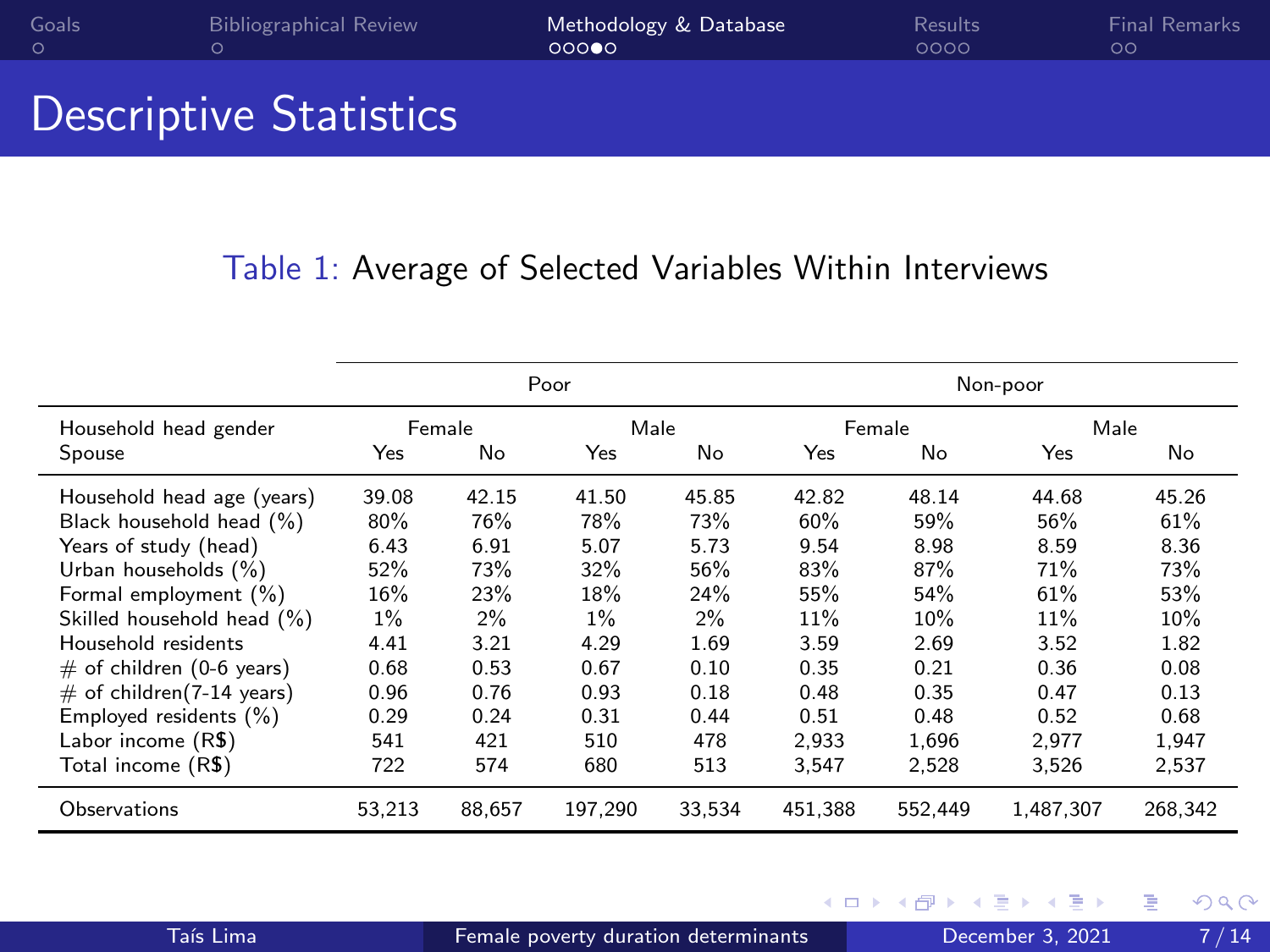# Descriptive Statistics

Table 1: Average of Selected Variables Within Interviews

| | Poor | | | | Non-poor | | | |
|---|---|---|---|---|---|---|---|---|
| Household head gender | Female | | Male | | Female | | Male | |
| Spouse | Yes | No | Yes | No | Yes | No | Yes | No |
| Household head age (years) | 39.08 | 42.15 | 41.50 | 45.85 | 42.82 | 48.14 | 44.68 | 45.26 |
| Black household head (%) | 80% | 76% | 78% | 73% | 60% | 59% | 56% | 61% |
| Years of study (head) | 6.43 | 6.91 | 5.07 | 5.73 | 9.54 | 8.98 | 8.59 | 8.36 |
| Urban households (%) | 52% | 73% | 32% | 56% | 83% | 87% | 71% | 73% |
| Formal employment (%) | 16% | 23% | 18% | 24% | 55% | 54% | 61% | 53% |
| Skilled household head (%) | 1% | 2% | 1% | 2% | 11% | 10% | 11% | 10% |
| Household residents | 4.41 | 3.21 | 4.29 | 1.69 | 3.59 | 2.69 | 3.52 | 1.82 |
| # of children (0-6 years) | 0.68 | 0.53 | 0.67 | 0.10 | 0.35 | 0.21 | 0.36 | 0.08 |
| # of children(7-14 years) | 0.96 | 0.76 | 0.93 | 0.18 | 0.48 | 0.35 | 0.47 | 0.13 |
| Employed residents (%) | 0.29 | 0.24 | 0.31 | 0.44 | 0.51 | 0.48 | 0.52 | 0.68 |
| Labor income (R$) | 541 | 421 | 510 | 478 | 2,933 | 1,696 | 2,977 | 1,947 |
| Total income (R$) | 722 | 574 | 680 | 513 | 3,547 | 2,528 | 3,526 | 2,537 |
| Observations | 53,213 | 88,657 | 197,290 | 33,534 | 451,388 | 552,449 | 1,487,307 | 268,342 |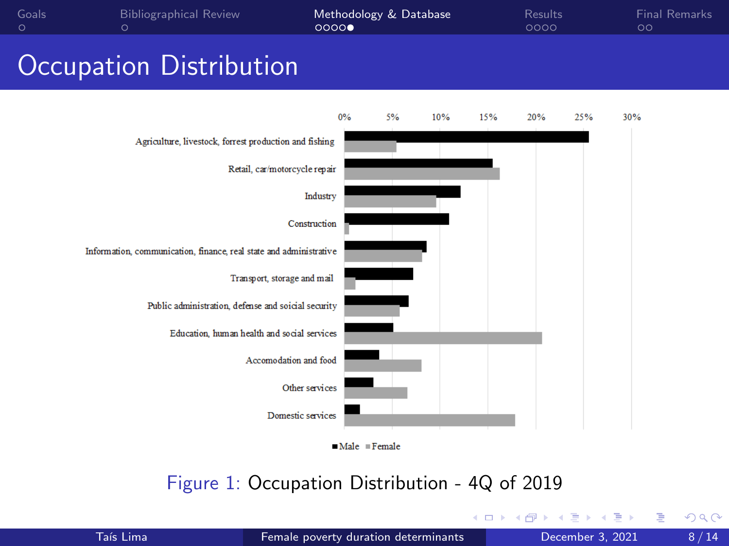# Occupation Distribution

Figure 1: Occupation Distribution - 4Q of 2019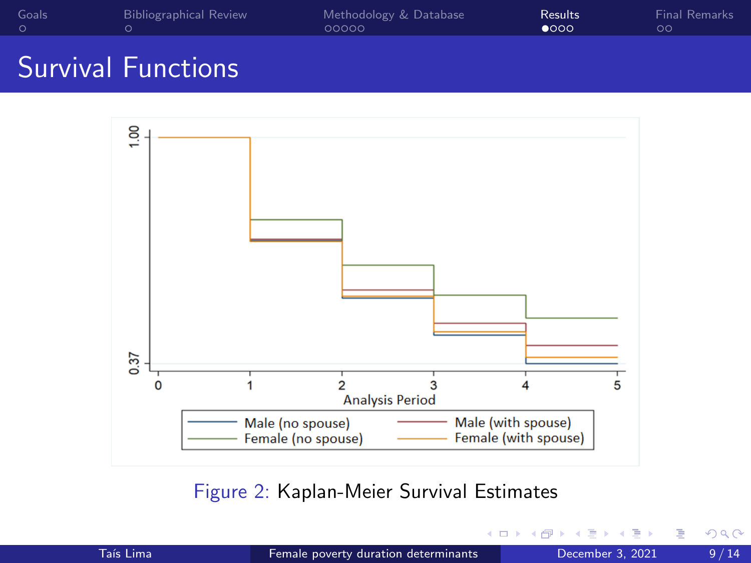# Survival Functions

Figure 2: Kaplan-Meier Survival Estimates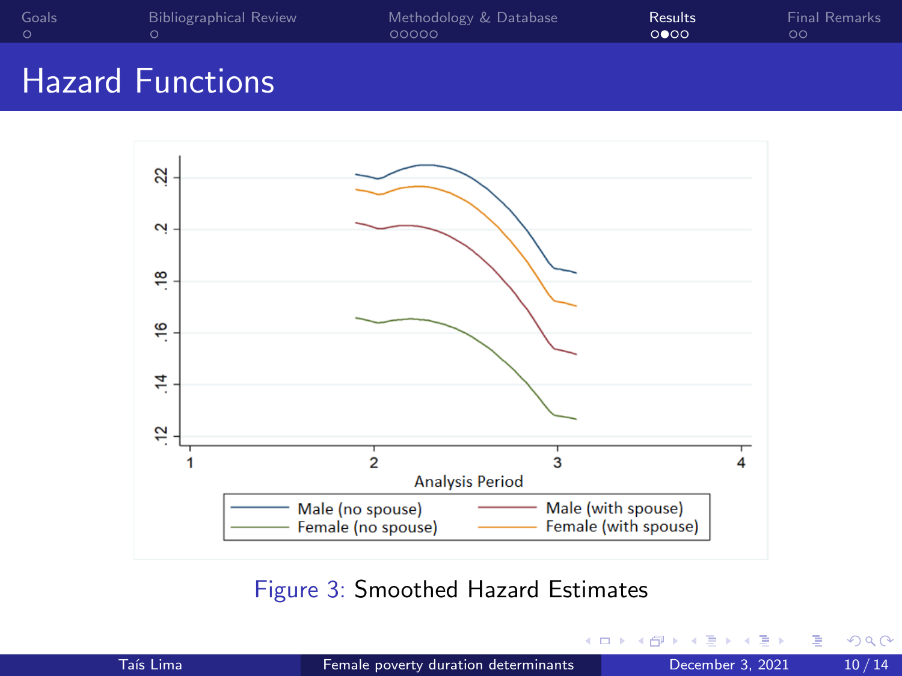# Hazard Functions

Figure 3: Smoothed Hazard Estimates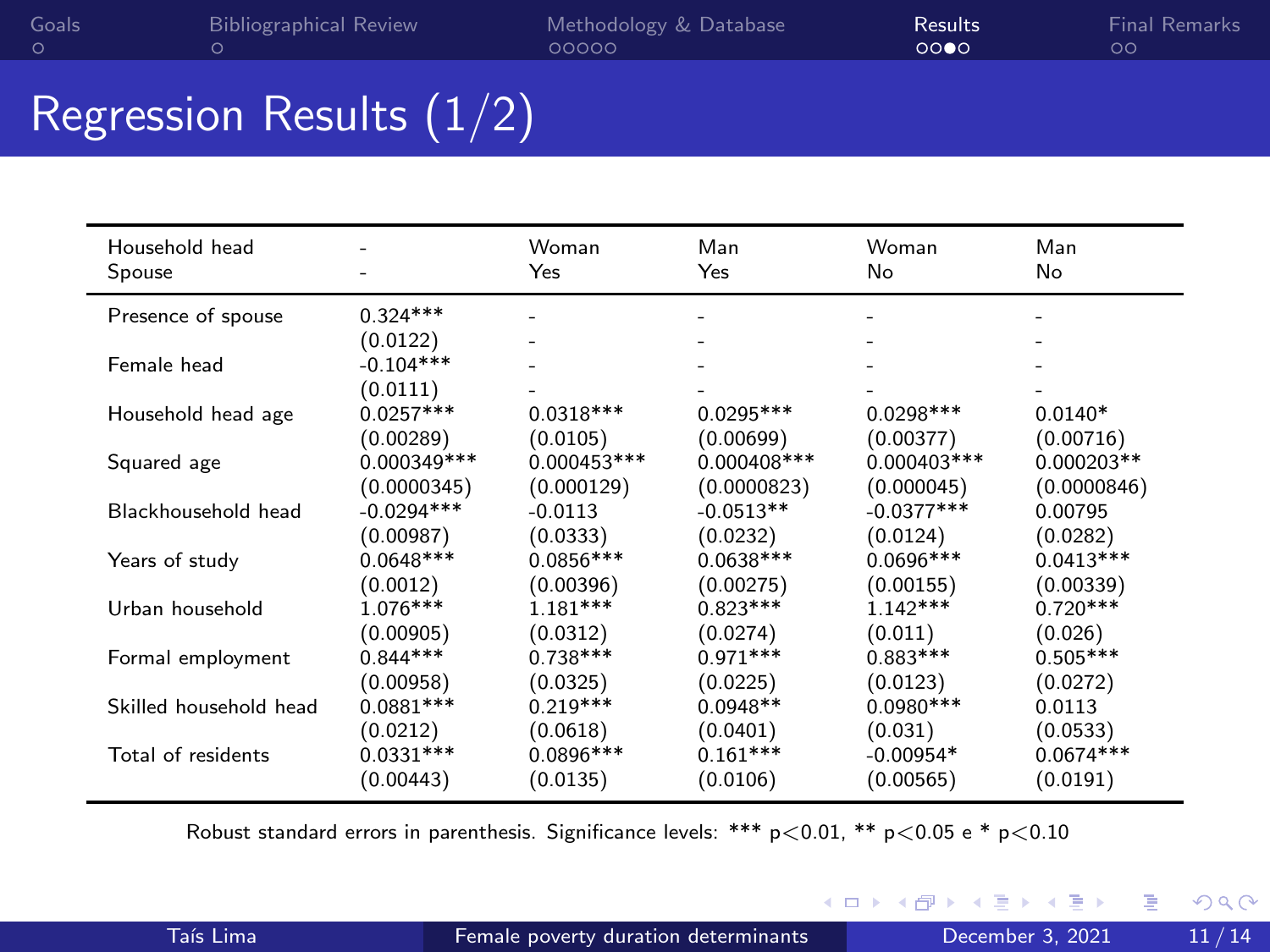# Regression Results (1/2)

| Household head<br>Spouse | -<br>- | Woman<br>Yes | Man<br>Yes | Woman<br>No | Man<br>No |
|---|---|---|---|---|---|
| Presence of spouse | 0.324*** | - | - | - | - |
| | (0.0122) | - | - | - | - |
| Female head | -0.104*** | - | - | - | - |
| | (0.0111) | - | - | - | - |
| Household head age | 0.0257*** | 0.0318*** | 0.0295*** | 0.0298*** | 0.0140* |
| | (0.00289) | (0.0105) | (0.00699) | (0.00377) | (0.00716) |
| Squared age | 0.000349*** | 0.000453*** | 0.000408*** | 0.000403*** | 0.000203** |
| | (0.0000345) | (0.000129) | (0.0000823) | (0.000045) | (0.0000846) |
| Blackhousehold head | -0.0294*** | -0.0113 | -0.0513** | -0.0377*** | 0.00795 |
| | (0.00987) | (0.0333) | (0.0232) | (0.0124) | (0.0282) |
| Years of study | 0.0648*** | 0.0856*** | 0.0638*** | 0.0696*** | 0.0413*** |
| | (0.0012) | (0.00396) | (0.00275) | (0.00155) | (0.00339) |
| Urban household | 1.076*** | 1.181*** | 0.823*** | 1.142*** | 0.720*** |
| | (0.00905) | (0.0312) | (0.0274) | (0.011) | (0.026) |
| Formal employment | 0.844*** | 0.738*** | 0.971*** | 0.883*** | 0.505*** |
| | (0.00958) | (0.0325) | (0.0225) | (0.0123) | (0.0272) |
| Skilled household head | 0.0881*** | 0.219*** | 0.0948** | 0.0980*** | 0.0113 |
| | (0.0212) | (0.0618) | (0.0401) | (0.031) | (0.0533) |
| Total of residents | 0.0331*** | 0.0896*** | 0.161*** | -0.00954* | 0.0674*** |
| | (0.00443) | (0.0135) | (0.0106) | (0.00565) | (0.0191) |

Robust standard errors in parenthesis. Significance levels: *** $p<0.01$, ** $p<0.05$ e * $p<0.10$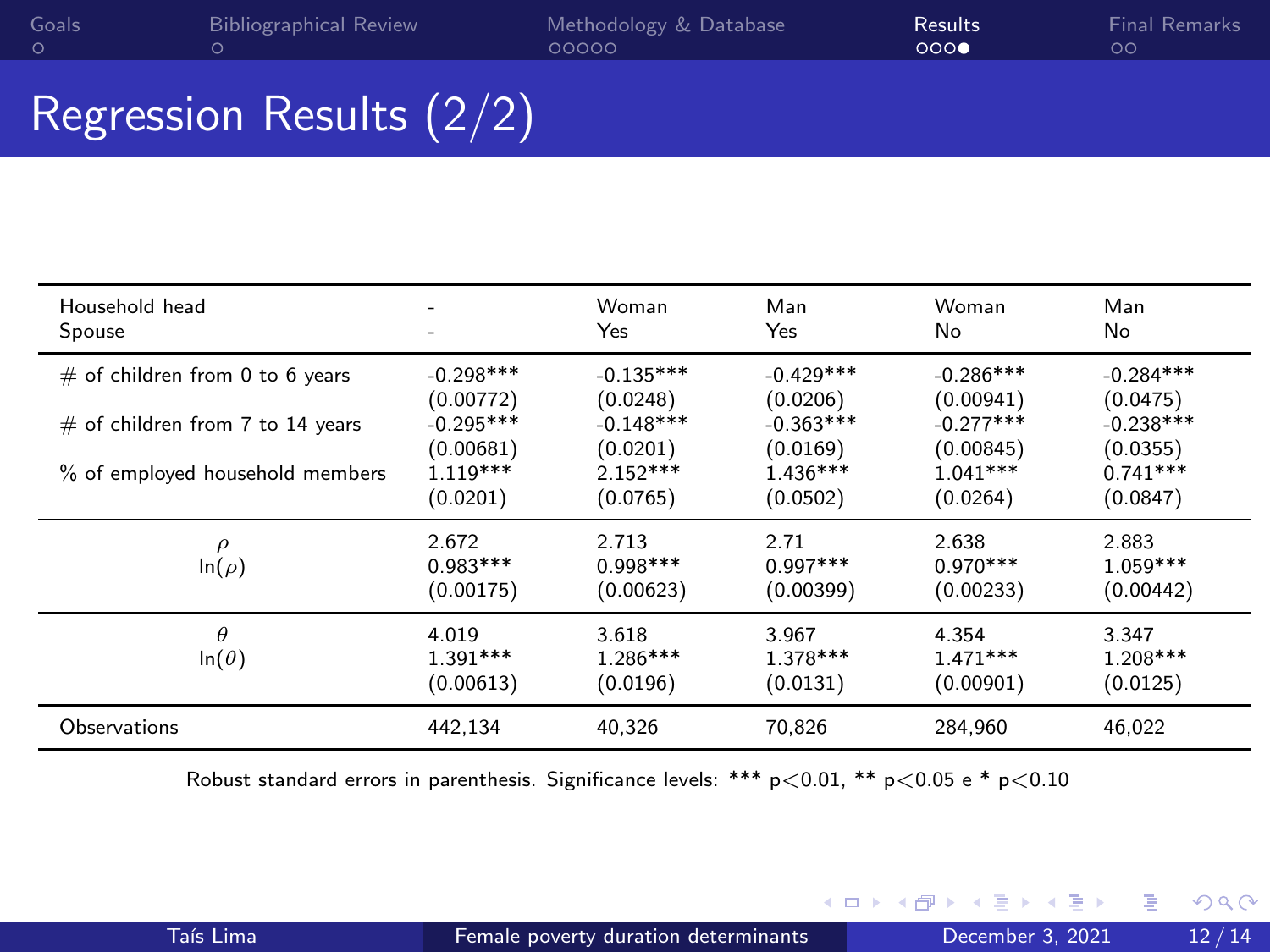# Regression Results (2/2)

| Household head | - | Woman | Man | Woman | Man |
|---|---|---|---|---|---|
| Spouse | - | Yes | Yes | No | No |
| # of children from 0 to 6 years | -0.298*** | -0.135*** | -0.429*** | -0.286*** | -0.284*** |
| | (0.00772) | (0.0248) | (0.0206) | (0.00941) | (0.0475) |
| # of children from 7 to 14 years | -0.295*** | -0.148*** | -0.363*** | -0.277*** | -0.238*** |
| | (0.00681) | (0.0201) | (0.0169) | (0.00845) | (0.0355) |
| % of employed household members | 1.119*** | 2.152*** | 1.436*** | 1.041*** | 0.741*** |
| | (0.0201) | (0.0765) | (0.0502) | (0.0264) | (0.0847) |
| $\rho$ | 2.672 | 2.713 | 2.71 | 2.638 | 2.883 |
| $\ln(\rho)$ | 0.983*** | 0.998*** | 0.997*** | 0.970*** | 1.059*** |
| | (0.00175) | (0.00623) | (0.00399) | (0.00233) | (0.00442) |
| $\theta$ | 4.019 | 3.618 | 3.967 | 4.354 | 3.347 |
| $\ln(\theta)$ | 1.391*** | 1.286*** | 1.378*** | 1.471*** | 1.208*** |
| | (0.00613) | (0.0196) | (0.0131) | (0.00901) | (0.0125) |
| Observations | 442,134 | 40,326 | 70,826 | 284,960 | 46,022 |

Robust standard errors in parenthesis. Significance levels: *** $p<0.01$, ** $p<0.05$ e * $p<0.10$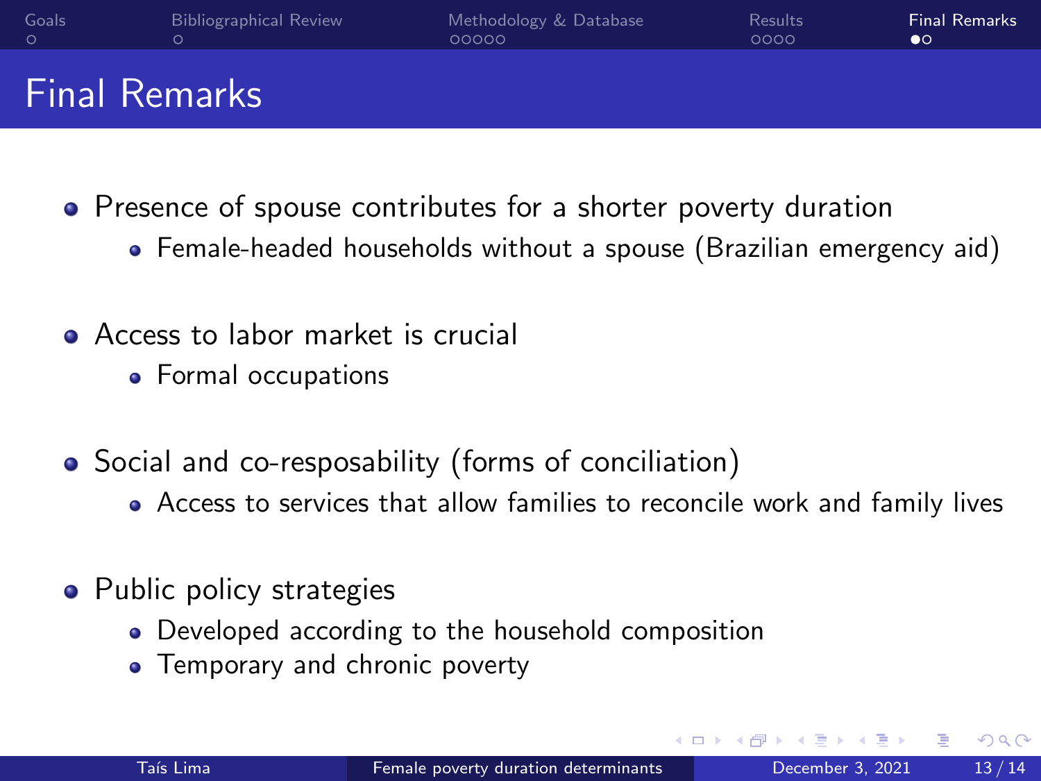# Final Remarks

- Presence of spouse contributes for a shorter poverty duration
  - Female-headed households without a spouse (Brazilian emergency aid)
- Access to labor market is crucial
  - Formal occupations
- Social and co-resposability (forms of conciliation)
  - Access to services that allow families to reconcile work and family lives
- Public policy strategies
  - Developed according to the household composition
  - Temporary and chronic poverty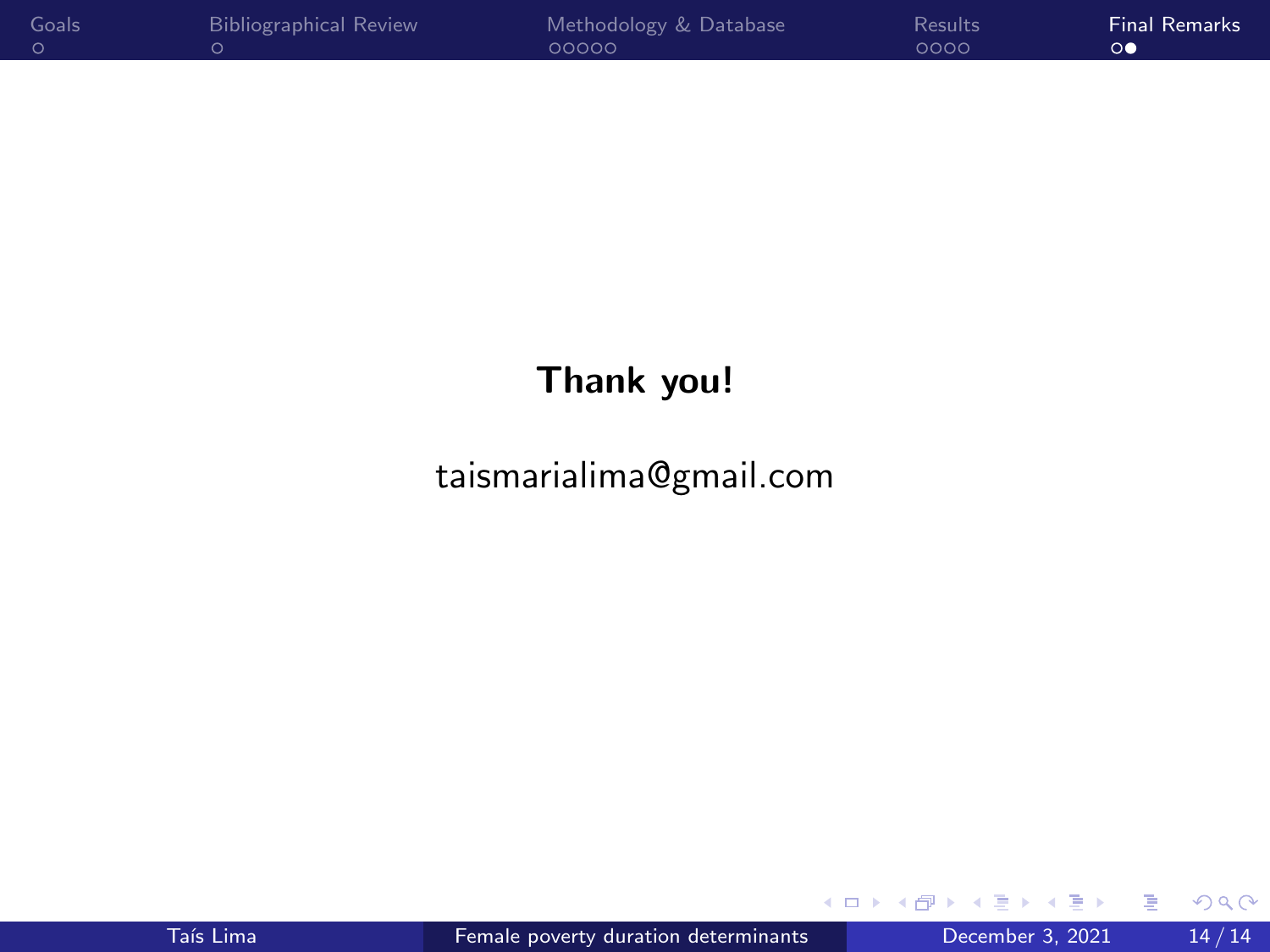**Thank you!**

taismarialima@gmail.com